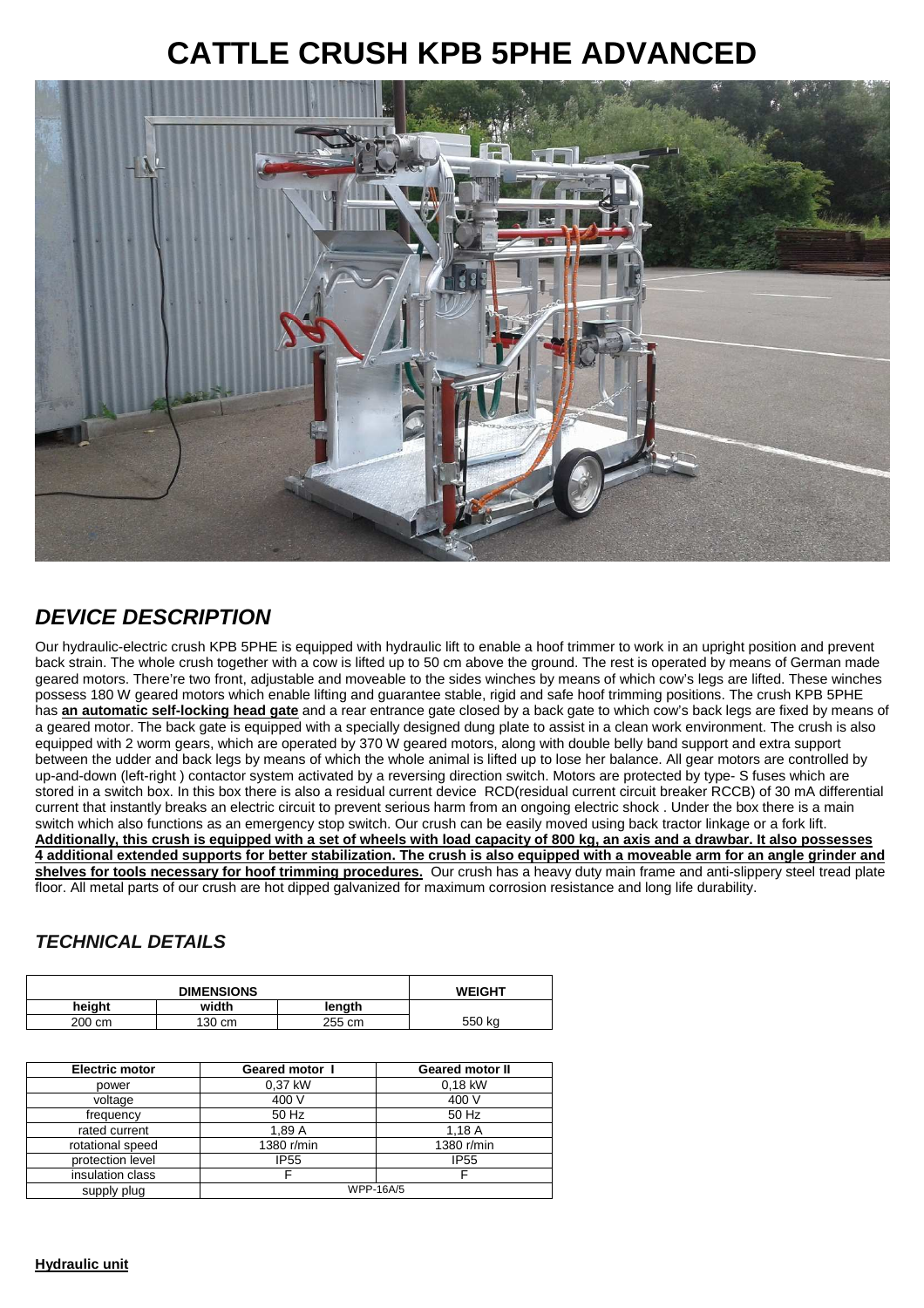# CATTLE CRUSH KPB 5PHE ADVANCED

## *DEVICE DESCRIPTION*

Our hydraulic-electric crush KPB 5PHE is equipped with hydraulic lift to enable a hoof trimmer to work in an upright position and prevent back strain. The whole crush together with a cow is lifted up to 50 cm above the ground. The rest is operated by means of German made geared motors. There're two front, adjustable and moveable to the sides winches by means of which cow's legs are lifted. These winches possess 180 W geared motors which enable lifting and guarantee stable, rigid and safe hoof trimming positions. The crush KPB 5PHE has **an automatic self-locking head gate** and a rear entrance gate closed by a back gate to which cow's back legs are fixed by means of a geared motor. The back gate is equipped with a specially designed dung plate to assist in a clean work environment. The crush is also equipped with 2 worm gears, which are operated by 370 W geared motors, along with double belly band support and extra support between the udder and back legs by means of which the whole animal is lifted up to lose her balance. All gear motors are controlled by up-and-down (left-right ) contactor system activated by a reversing direction switch. Motors are protected by type- S fuses which are stored in a switch box. In this box there is also a residual current device RCD(residual current circuit breaker RCCB) of 30 mA differential current that instantly breaks an electric circuit to prevent serious harm from an ongoing electric shock . Under the box there is a main switch which also functions as an emergency stop switch. Our crush can be easily moved using back tractor linkage or a fork lift. **Additionally, this crush is equipped with a set of wheels with load capacity of 800 kg, an axis and a drawbar. It also possesses 4 additional extended supports for better stabilization. The crush is also equipped with a moveable arm for an angle grinder and shelves for tools necessary for hoof trimming procedures.** Our crush has a heavy duty main frame and anti-slippery steel tread plate floor. All metal parts of our crush are hot dipped galvanized for maximum corrosion resistance and long life durability.

## *TECHNICAL DETAILS*

| DIMENSIONS | | | WEIGHT |
|---|---|---|---|
| height | width | length | |
| 200 cm | 130 cm | 255 cm | 550 kg |

| Electric motor | Geared motor I | Geared motor II |
|---|---|---|
| power | 0,37 kW | 0,18 kW |
| voltage | 400 V | 400 V |
| frequency | 50 Hz | 50 Hz |
| rated current | 1,89 A | 1,18 A |
| rotational speed | 1380 r/min | 1380 r/min |
| protection level | IP55 | IP55 |
| insulation class | F | F |
| supply plug | WPP-16A/5 | |

**Hydraulic unit**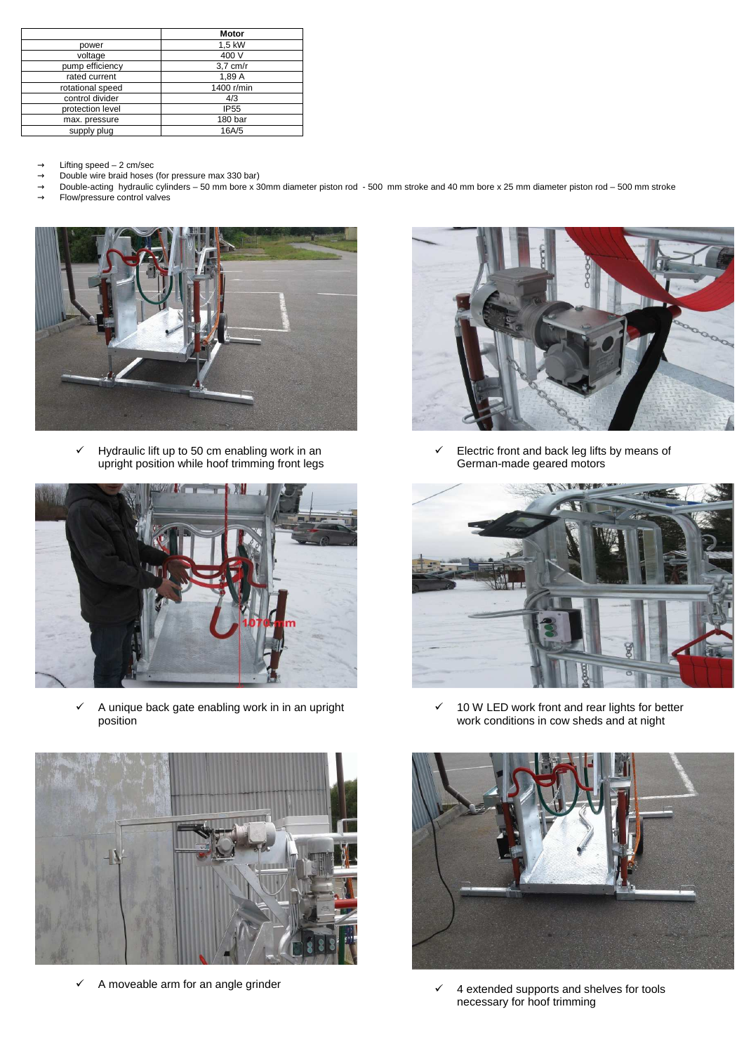| | Motor |
|---|---|
| power | 1,5 kW |
| voltage | 400 V |
| pump efficiency | 3,7 cm/r |
| rated current | 1,89 A |
| rotational speed | 1400 r/min |
| control divider | 4/3 |
| protection level | IP55 |
| max. pressure | 180 bar |
| supply plug | 16A/5 |

- → Lifting speed – 2 cm/sec
- → Double wire braid hoses (for pressure max 330 bar)
- → Double-acting hydraulic cylinders – 50 mm bore x 30mm diameter piston rod - 500 mm stroke and 40 mm bore x 25 mm diameter piston rod – 500 mm stroke
- → Flow/pressure control valves

✓ Hydraulic lift up to 50 cm enabling work in an upright position while hoof trimming front legs

✓ Electric front and back leg lifts by means of German-made geared motors

✓ A unique back gate enabling work in in an upright position

✓ 10 W LED work front and rear lights for better work conditions in cow sheds and at night

✓ A moveable arm for an angle grinder

✓ 4 extended supports and shelves for tools necessary for hoof trimming